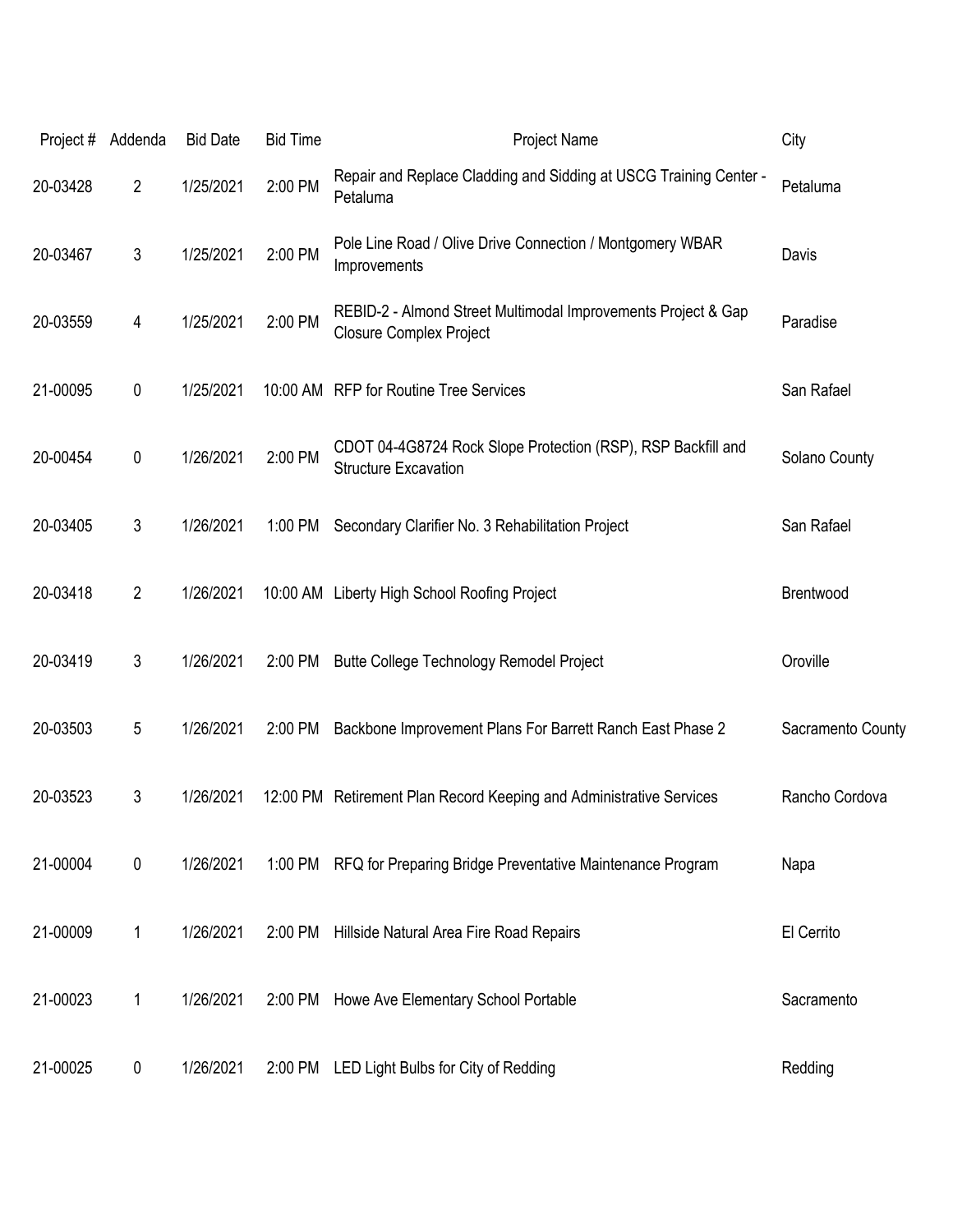| Project # | Addenda | Bid Date | Bid Time | Project Name | City |
|---|---|---|---|---|---|
| 20-03428 | 2 | 1/25/2021 | 2:00 PM | Repair and Replace Cladding and Sidding at USCG Training Center - Petaluma | Petaluma |
| 20-03467 | 3 | 1/25/2021 | 2:00 PM | Pole Line Road / Olive Drive Connection / Montgomery WBAR Improvements | Davis |
| 20-03559 | 4 | 1/25/2021 | 2:00 PM | REBID-2 - Almond Street Multimodal Improvements Project & Gap Closure Complex Project | Paradise |
| 21-00095 | 0 | 1/25/2021 | 10:00 AM | RFP for Routine Tree Services | San Rafael |
| 20-00454 | 0 | 1/26/2021 | 2:00 PM | CDOT 04-4G8724 Rock Slope Protection (RSP), RSP Backfill and Structure Excavation | Solano County |
| 20-03405 | 3 | 1/26/2021 | 1:00 PM | Secondary Clarifier No. 3 Rehabilitation Project | San Rafael |
| 20-03418 | 2 | 1/26/2021 | 10:00 AM | Liberty High School Roofing Project | Brentwood |
| 20-03419 | 3 | 1/26/2021 | 2:00 PM | Butte College Technology Remodel Project | Oroville |
| 20-03503 | 5 | 1/26/2021 | 2:00 PM | Backbone Improvement Plans For Barrett Ranch East Phase 2 | Sacramento County |
| 20-03523 | 3 | 1/26/2021 | 12:00 PM | Retirement Plan Record Keeping and Administrative Services | Rancho Cordova |
| 21-00004 | 0 | 1/26/2021 | 1:00 PM | RFQ for Preparing Bridge Preventative Maintenance Program | Napa |
| 21-00009 | 1 | 1/26/2021 | 2:00 PM | Hillside Natural Area Fire Road Repairs | El Cerrito |
| 21-00023 | 1 | 1/26/2021 | 2:00 PM | Howe Ave Elementary School Portable | Sacramento |
| 21-00025 | 0 | 1/26/2021 | 2:00 PM | LED Light Bulbs for City of Redding | Redding |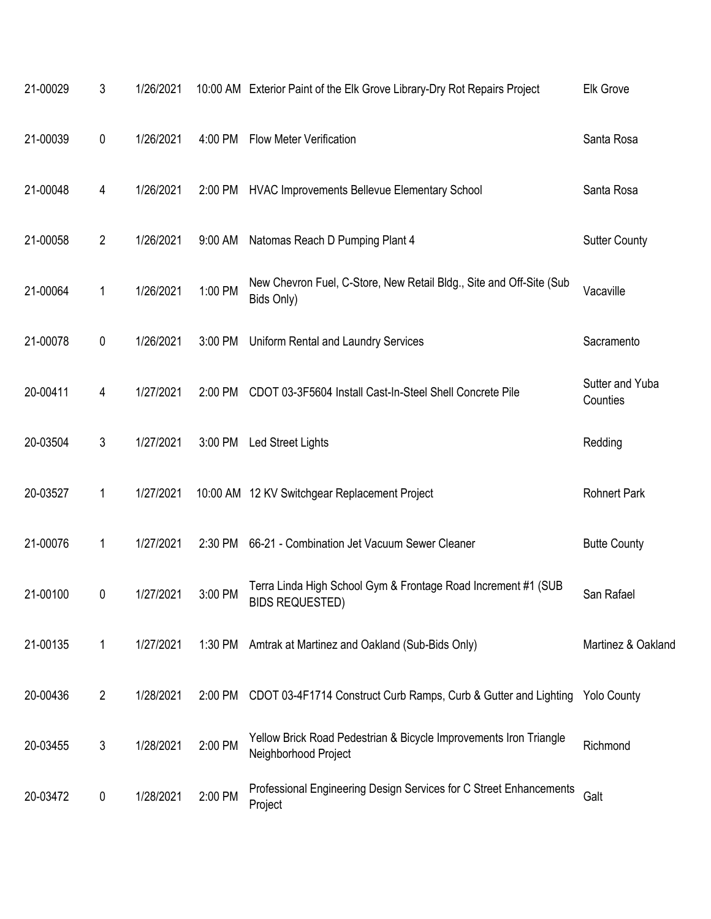| | | | | | |
|---|---|---|---|---|---|
| 21-00029 | 3 | 1/26/2021 | 10:00 AM | Exterior Paint of the Elk Grove Library-Dry Rot Repairs Project | Elk Grove |
| 21-00039 | 0 | 1/26/2021 | 4:00 PM | Flow Meter Verification | Santa Rosa |
| 21-00048 | 4 | 1/26/2021 | 2:00 PM | HVAC Improvements Bellevue Elementary School | Santa Rosa |
| 21-00058 | 2 | 1/26/2021 | 9:00 AM | Natomas Reach D Pumping Plant 4 | Sutter County |
| 21-00064 | 1 | 1/26/2021 | 1:00 PM | New Chevron Fuel, C-Store, New Retail Bldg., Site and Off-Site (Sub Bids Only) | Vacaville |
| 21-00078 | 0 | 1/26/2021 | 3:00 PM | Uniform Rental and Laundry Services | Sacramento |
| 20-00411 | 4 | 1/27/2021 | 2:00 PM | CDOT 03-3F5604 Install Cast-In-Steel Shell Concrete Pile | Sutter and Yuba Counties |
| 20-03504 | 3 | 1/27/2021 | 3:00 PM | Led Street Lights | Redding |
| 20-03527 | 1 | 1/27/2021 | 10:00 AM | 12 KV Switchgear Replacement Project | Rohnert Park |
| 21-00076 | 1 | 1/27/2021 | 2:30 PM | 66-21 - Combination Jet Vacuum Sewer Cleaner | Butte County |
| 21-00100 | 0 | 1/27/2021 | 3:00 PM | Terra Linda High School Gym & Frontage Road Increment #1 (SUB BIDS REQUESTED) | San Rafael |
| 21-00135 | 1 | 1/27/2021 | 1:30 PM | Amtrak at Martinez and Oakland (Sub-Bids Only) | Martinez & Oakland |
| 20-00436 | 2 | 1/28/2021 | 2:00 PM | CDOT 03-4F1714 Construct Curb Ramps, Curb & Gutter and Lighting | Yolo County |
| 20-03455 | 3 | 1/28/2021 | 2:00 PM | Yellow Brick Road Pedestrian & Bicycle Improvements Iron Triangle Neighborhood Project | Richmond |
| 20-03472 | 0 | 1/28/2021 | 2:00 PM | Professional Engineering Design Services for C Street Enhancements Project | Galt |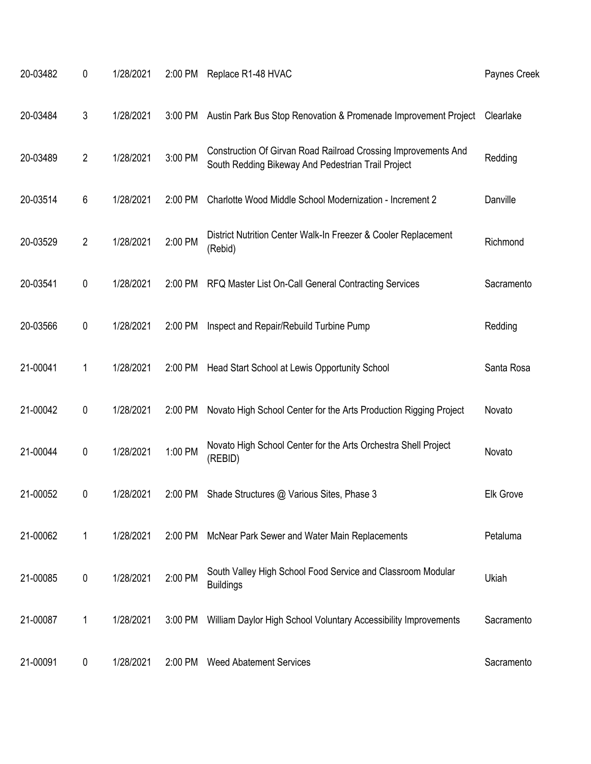| | | | | | |
|---|---|---|---|---|---|
| 20-03482 | 0 | 1/28/2021 | 2:00 PM | Replace R1-48 HVAC | Paynes Creek |
| 20-03484 | 3 | 1/28/2021 | 3:00 PM | Austin Park Bus Stop Renovation & Promenade Improvement Project | Clearlake |
| 20-03489 | 2 | 1/28/2021 | 3:00 PM | Construction Of Girvan Road Railroad Crossing Improvements And South Redding Bikeway And Pedestrian Trail Project | Redding |
| 20-03514 | 6 | 1/28/2021 | 2:00 PM | Charlotte Wood Middle School Modernization - Increment 2 | Danville |
| 20-03529 | 2 | 1/28/2021 | 2:00 PM | District Nutrition Center Walk-In Freezer & Cooler Replacement (Rebid) | Richmond |
| 20-03541 | 0 | 1/28/2021 | 2:00 PM | RFQ Master List On-Call General Contracting Services | Sacramento |
| 20-03566 | 0 | 1/28/2021 | 2:00 PM | Inspect and Repair/Rebuild Turbine Pump | Redding |
| 21-00041 | 1 | 1/28/2021 | 2:00 PM | Head Start School at Lewis Opportunity School | Santa Rosa |
| 21-00042 | 0 | 1/28/2021 | 2:00 PM | Novato High School Center for the Arts Production Rigging Project | Novato |
| 21-00044 | 0 | 1/28/2021 | 1:00 PM | Novato High School Center for the Arts Orchestra Shell Project (REBID) | Novato |
| 21-00052 | 0 | 1/28/2021 | 2:00 PM | Shade Structures @ Various Sites, Phase 3 | Elk Grove |
| 21-00062 | 1 | 1/28/2021 | 2:00 PM | McNear Park Sewer and Water Main Replacements | Petaluma |
| 21-00085 | 0 | 1/28/2021 | 2:00 PM | South Valley High School Food Service and Classroom Modular Buildings | Ukiah |
| 21-00087 | 1 | 1/28/2021 | 3:00 PM | William Daylor High School Voluntary Accessibility Improvements | Sacramento |
| 21-00091 | 0 | 1/28/2021 | 2:00 PM | Weed Abatement Services | Sacramento |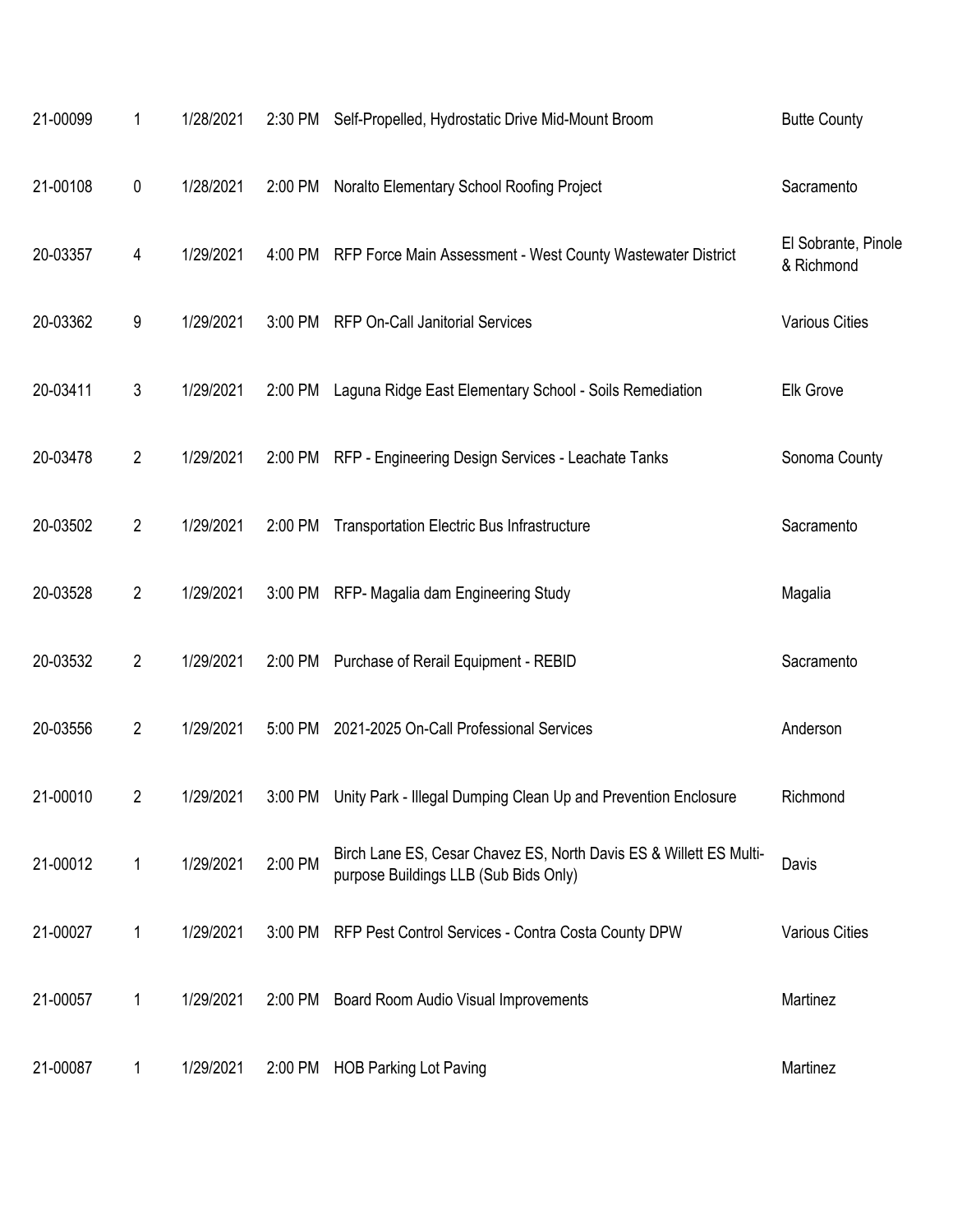| | | | | | |
|---|---|---|---|---|---|
| 21-00099 | 1 | 1/28/2021 | 2:30 PM | Self-Propelled, Hydrostatic Drive Mid-Mount Broom | Butte County |
| 21-00108 | 0 | 1/28/2021 | 2:00 PM | Noralto Elementary School Roofing Project | Sacramento |
| 20-03357 | 4 | 1/29/2021 | 4:00 PM | RFP Force Main Assessment - West County Wastewater District | El Sobrante, Pinole & Richmond |
| 20-03362 | 9 | 1/29/2021 | 3:00 PM | RFP On-Call Janitorial Services | Various Cities |
| 20-03411 | 3 | 1/29/2021 | 2:00 PM | Laguna Ridge East Elementary School - Soils Remediation | Elk Grove |
| 20-03478 | 2 | 1/29/2021 | 2:00 PM | RFP - Engineering Design Services - Leachate Tanks | Sonoma County |
| 20-03502 | 2 | 1/29/2021 | 2:00 PM | Transportation Electric Bus Infrastructure | Sacramento |
| 20-03528 | 2 | 1/29/2021 | 3:00 PM | RFP- Magalia dam Engineering Study | Magalia |
| 20-03532 | 2 | 1/29/2021 | 2:00 PM | Purchase of Rerail Equipment - REBID | Sacramento |
| 20-03556 | 2 | 1/29/2021 | 5:00 PM | 2021-2025 On-Call Professional Services | Anderson |
| 21-00010 | 2 | 1/29/2021 | 3:00 PM | Unity Park - Illegal Dumping Clean Up and Prevention Enclosure | Richmond |
| 21-00012 | 1 | 1/29/2021 | 2:00 PM | Birch Lane ES, Cesar Chavez ES, North Davis ES & Willett ES Multi-purpose Buildings LLB (Sub Bids Only) | Davis |
| 21-00027 | 1 | 1/29/2021 | 3:00 PM | RFP Pest Control Services - Contra Costa County DPW | Various Cities |
| 21-00057 | 1 | 1/29/2021 | 2:00 PM | Board Room Audio Visual Improvements | Martinez |
| 21-00087 | 1 | 1/29/2021 | 2:00 PM | HOB Parking Lot Paving | Martinez |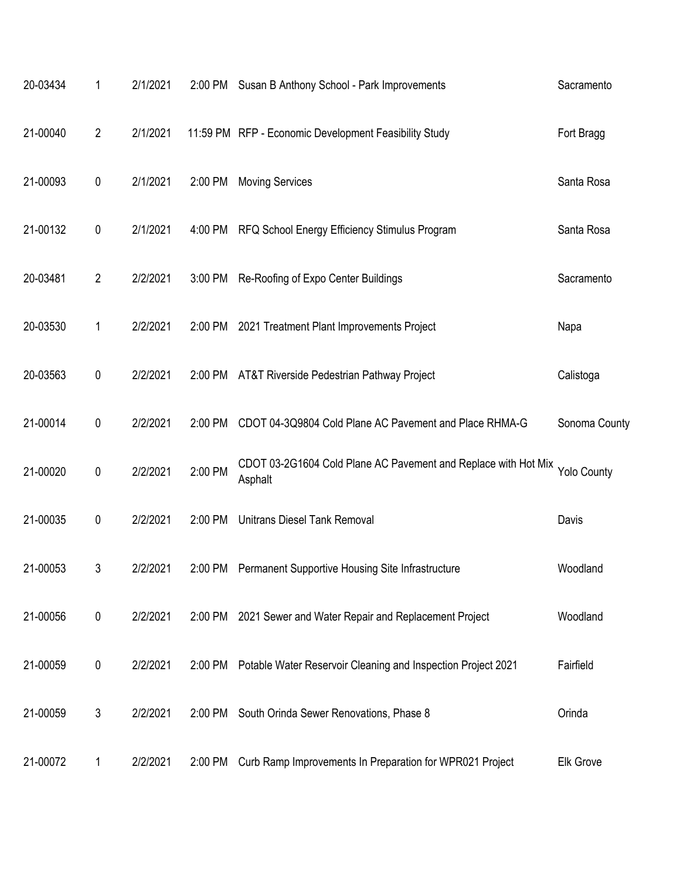| | | | | | |
|---|---|---|---|---|---|
| 20-03434 | 1 | 2/1/2021 | 2:00 PM | Susan B Anthony School - Park Improvements | Sacramento |
| 21-00040 | 2 | 2/1/2021 | 11:59 PM | RFP - Economic Development Feasibility Study | Fort Bragg |
| 21-00093 | 0 | 2/1/2021 | 2:00 PM | Moving Services | Santa Rosa |
| 21-00132 | 0 | 2/1/2021 | 4:00 PM | RFQ School Energy Efficiency Stimulus Program | Santa Rosa |
| 20-03481 | 2 | 2/2/2021 | 3:00 PM | Re-Roofing of Expo Center Buildings | Sacramento |
| 20-03530 | 1 | 2/2/2021 | 2:00 PM | 2021 Treatment Plant Improvements Project | Napa |
| 20-03563 | 0 | 2/2/2021 | 2:00 PM | AT&T Riverside Pedestrian Pathway Project | Calistoga |
| 21-00014 | 0 | 2/2/2021 | 2:00 PM | CDOT 04-3Q9804 Cold Plane AC Pavement and Place RHMA-G | Sonoma County |
| 21-00020 | 0 | 2/2/2021 | 2:00 PM | CDOT 03-2G1604 Cold Plane AC Pavement and Replace with Hot Mix Asphalt | Yolo County |
| 21-00035 | 0 | 2/2/2021 | 2:00 PM | Unitrans Diesel Tank Removal | Davis |
| 21-00053 | 3 | 2/2/2021 | 2:00 PM | Permanent Supportive Housing Site Infrastructure | Woodland |
| 21-00056 | 0 | 2/2/2021 | 2:00 PM | 2021 Sewer and Water Repair and Replacement Project | Woodland |
| 21-00059 | 0 | 2/2/2021 | 2:00 PM | Potable Water Reservoir Cleaning and Inspection Project 2021 | Fairfield |
| 21-00059 | 3 | 2/2/2021 | 2:00 PM | South Orinda Sewer Renovations, Phase 8 | Orinda |
| 21-00072 | 1 | 2/2/2021 | 2:00 PM | Curb Ramp Improvements In Preparation for WPR021 Project | Elk Grove |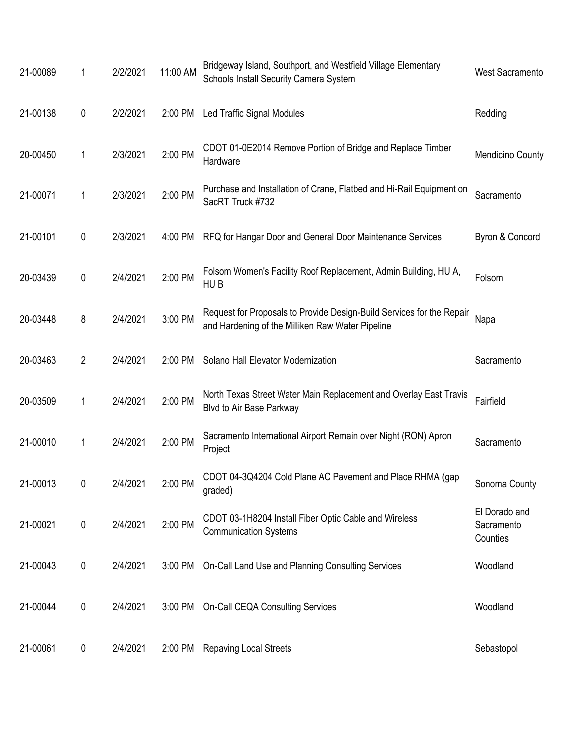| | | | | | |
|---|---|---|---|---|---|
| 21-00089 | 1 | 2/2/2021 | 11:00 AM | Bridgeway Island, Southport, and Westfield Village Elementary Schools Install Security Camera System | West Sacramento |
| 21-00138 | 0 | 2/2/2021 | 2:00 PM | Led Traffic Signal Modules | Redding |
| 20-00450 | 1 | 2/3/2021 | 2:00 PM | CDOT 01-0E2014 Remove Portion of Bridge and Replace Timber Hardware | Mendicino County |
| 21-00071 | 1 | 2/3/2021 | 2:00 PM | Purchase and Installation of Crane, Flatbed and Hi-Rail Equipment on SacRT Truck #732 | Sacramento |
| 21-00101 | 0 | 2/3/2021 | 4:00 PM | RFQ for Hangar Door and General Door Maintenance Services | Byron & Concord |
| 20-03439 | 0 | 2/4/2021 | 2:00 PM | Folsom Women's Facility Roof Replacement, Admin Building, HU A, HU B | Folsom |
| 20-03448 | 8 | 2/4/2021 | 3:00 PM | Request for Proposals to Provide Design-Build Services for the Repair and Hardening of the Milliken Raw Water Pipeline | Napa |
| 20-03463 | 2 | 2/4/2021 | 2:00 PM | Solano Hall Elevator Modernization | Sacramento |
| 20-03509 | 1 | 2/4/2021 | 2:00 PM | North Texas Street Water Main Replacement and Overlay East Travis Blvd to Air Base Parkway | Fairfield |
| 21-00010 | 1 | 2/4/2021 | 2:00 PM | Sacramento International Airport Remain over Night (RON) Apron Project | Sacramento |
| 21-00013 | 0 | 2/4/2021 | 2:00 PM | CDOT 04-3Q4204 Cold Plane AC Pavement and Place RHMA (gap graded) | Sonoma County |
| 21-00021 | 0 | 2/4/2021 | 2:00 PM | CDOT 03-1H8204 Install Fiber Optic Cable and Wireless Communication Systems | El Dorado and Sacramento Counties |
| 21-00043 | 0 | 2/4/2021 | 3:00 PM | On-Call Land Use and Planning Consulting Services | Woodland |
| 21-00044 | 0 | 2/4/2021 | 3:00 PM | On-Call CEQA Consulting Services | Woodland |
| 21-00061 | 0 | 2/4/2021 | 2:00 PM | Repaving Local Streets | Sebastopol |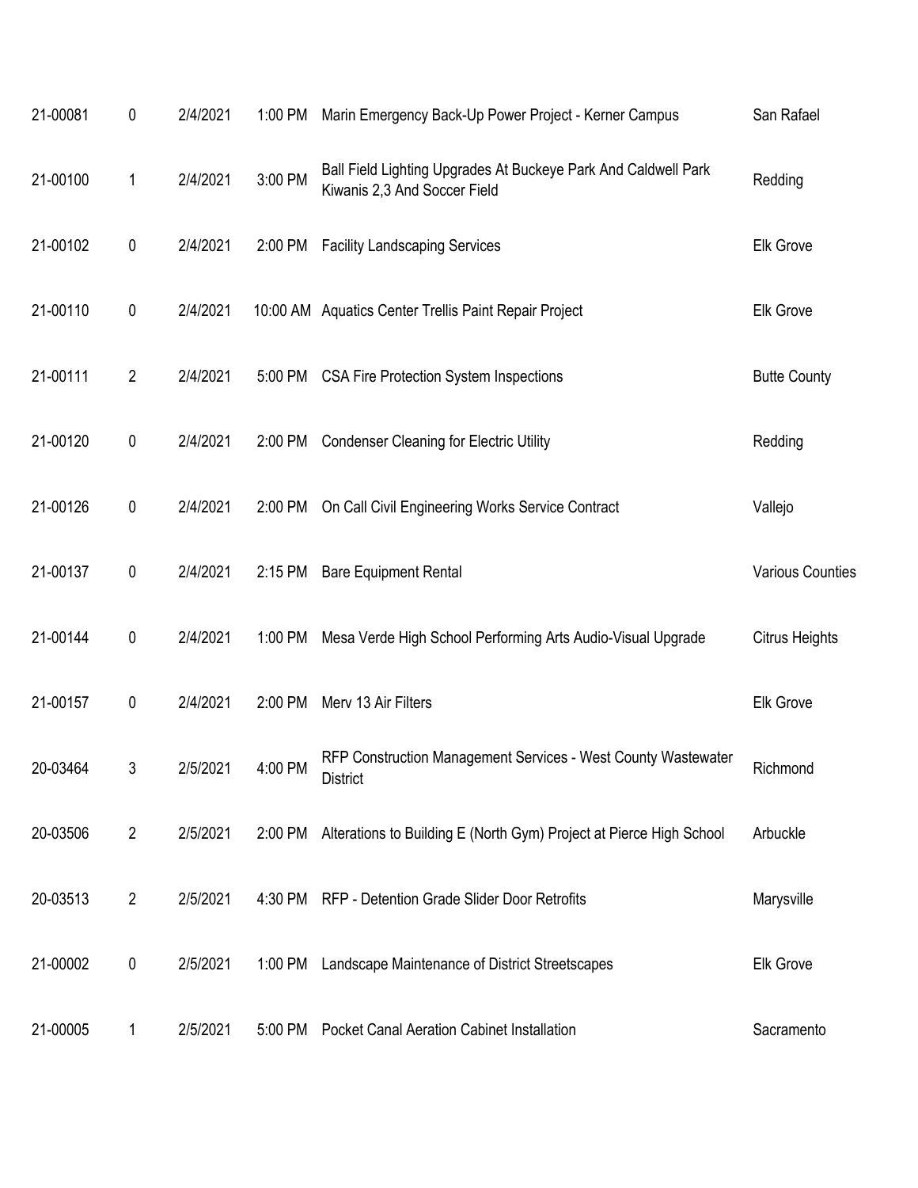| | | | | | |
|---|---|---|---|---|---|
| 21-00081 | 0 | 2/4/2021 | 1:00 PM | Marin Emergency Back-Up Power Project - Kerner Campus | San Rafael |
| 21-00100 | 1 | 2/4/2021 | 3:00 PM | Ball Field Lighting Upgrades At Buckeye Park And Caldwell Park Kiwanis 2,3 And Soccer Field | Redding |
| 21-00102 | 0 | 2/4/2021 | 2:00 PM | Facility Landscaping Services | Elk Grove |
| 21-00110 | 0 | 2/4/2021 | 10:00 AM | Aquatics Center Trellis Paint Repair Project | Elk Grove |
| 21-00111 | 2 | 2/4/2021 | 5:00 PM | CSA Fire Protection System Inspections | Butte County |
| 21-00120 | 0 | 2/4/2021 | 2:00 PM | Condenser Cleaning for Electric Utility | Redding |
| 21-00126 | 0 | 2/4/2021 | 2:00 PM | On Call Civil Engineering Works Service Contract | Vallejo |
| 21-00137 | 0 | 2/4/2021 | 2:15 PM | Bare Equipment Rental | Various Counties |
| 21-00144 | 0 | 2/4/2021 | 1:00 PM | Mesa Verde High School Performing Arts Audio-Visual Upgrade | Citrus Heights |
| 21-00157 | 0 | 2/4/2021 | 2:00 PM | Merv 13 Air Filters | Elk Grove |
| 20-03464 | 3 | 2/5/2021 | 4:00 PM | RFP Construction Management Services - West County Wastewater District | Richmond |
| 20-03506 | 2 | 2/5/2021 | 2:00 PM | Alterations to Building E (North Gym) Project at Pierce High School | Arbuckle |
| 20-03513 | 2 | 2/5/2021 | 4:30 PM | RFP - Detention Grade Slider Door Retrofits | Marysville |
| 21-00002 | 0 | 2/5/2021 | 1:00 PM | Landscape Maintenance of District Streetscapes | Elk Grove |
| 21-00005 | 1 | 2/5/2021 | 5:00 PM | Pocket Canal Aeration Cabinet Installation | Sacramento |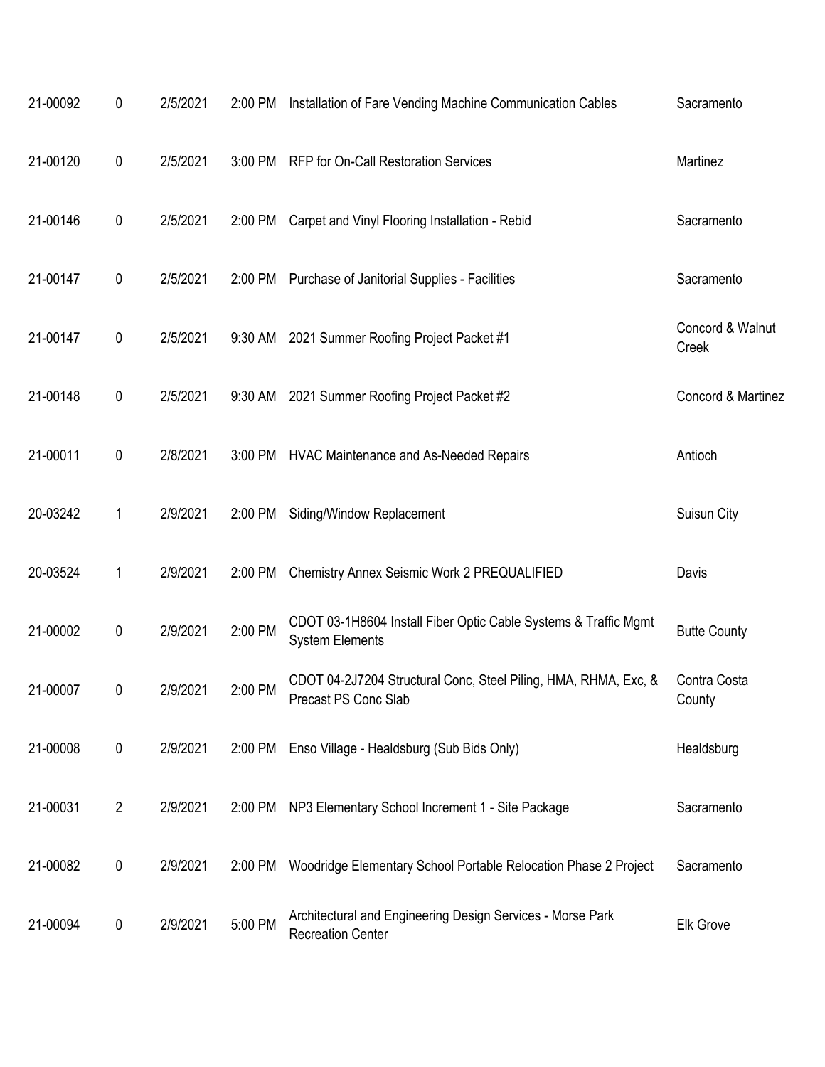| | | | | | |
|---|---|---|---|---|---|
| 21-00092 | 0 | 2/5/2021 | 2:00 PM | Installation of Fare Vending Machine Communication Cables | Sacramento |
| 21-00120 | 0 | 2/5/2021 | 3:00 PM | RFP for On-Call Restoration Services | Martinez |
| 21-00146 | 0 | 2/5/2021 | 2:00 PM | Carpet and Vinyl Flooring Installation - Rebid | Sacramento |
| 21-00147 | 0 | 2/5/2021 | 2:00 PM | Purchase of Janitorial Supplies - Facilities | Sacramento |
| 21-00147 | 0 | 2/5/2021 | 9:30 AM | 2021 Summer Roofing Project Packet #1 | Concord & Walnut Creek |
| 21-00148 | 0 | 2/5/2021 | 9:30 AM | 2021 Summer Roofing Project Packet #2 | Concord & Martinez |
| 21-00011 | 0 | 2/8/2021 | 3:00 PM | HVAC Maintenance and As-Needed Repairs | Antioch |
| 20-03242 | 1 | 2/9/2021 | 2:00 PM | Siding/Window Replacement | Suisun City |
| 20-03524 | 1 | 2/9/2021 | 2:00 PM | Chemistry Annex Seismic Work 2 PREQUALIFIED | Davis |
| 21-00002 | 0 | 2/9/2021 | 2:00 PM | CDOT 03-1H8604 Install Fiber Optic Cable Systems & Traffic Mgmt System Elements | Butte County |
| 21-00007 | 0 | 2/9/2021 | 2:00 PM | CDOT 04-2J7204 Structural Conc, Steel Piling, HMA, RHMA, Exc, & Precast PS Conc Slab | Contra Costa County |
| 21-00008 | 0 | 2/9/2021 | 2:00 PM | Enso Village - Healdsburg (Sub Bids Only) | Healdsburg |
| 21-00031 | 2 | 2/9/2021 | 2:00 PM | NP3 Elementary School Increment 1 - Site Package | Sacramento |
| 21-00082 | 0 | 2/9/2021 | 2:00 PM | Woodridge Elementary School Portable Relocation Phase 2 Project | Sacramento |
| 21-00094 | 0 | 2/9/2021 | 5:00 PM | Architectural and Engineering Design Services - Morse Park Recreation Center | Elk Grove |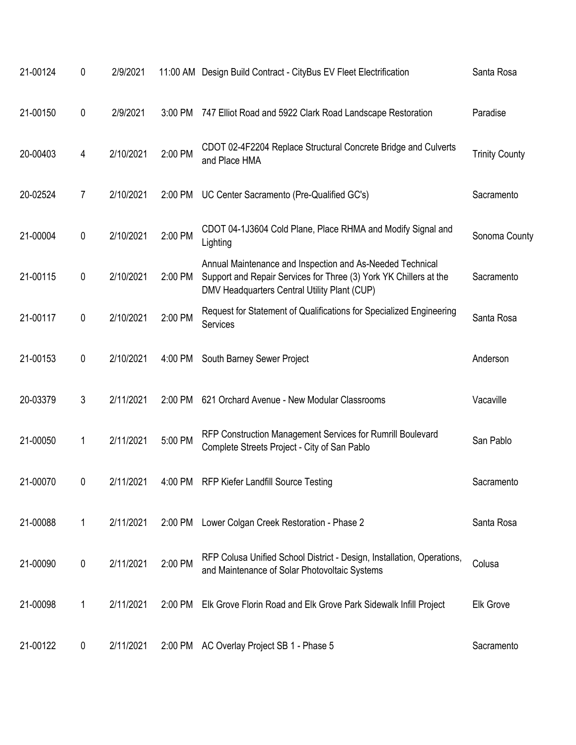| | | | | | |
|---|---|---|---|---|---|
| 21-00124 | 0 | 2/9/2021 | 11:00 AM | Design Build Contract - CityBus EV Fleet Electrification | Santa Rosa |
| 21-00150 | 0 | 2/9/2021 | 3:00 PM | 747 Elliot Road and 5922 Clark Road Landscape Restoration | Paradise |
| 20-00403 | 4 | 2/10/2021 | 2:00 PM | CDOT 02-4F2204 Replace Structural Concrete Bridge and Culverts and Place HMA | Trinity County |
| 20-02524 | 7 | 2/10/2021 | 2:00 PM | UC Center Sacramento (Pre-Qualified GC's) | Sacramento |
| 21-00004 | 0 | 2/10/2021 | 2:00 PM | CDOT 04-1J3604 Cold Plane, Place RHMA and Modify Signal and Lighting | Sonoma County |
| 21-00115 | 0 | 2/10/2021 | 2:00 PM | Annual Maintenance and Inspection and As-Needed Technical Support and Repair Services for Three (3) York YK Chillers at the DMV Headquarters Central Utility Plant (CUP) | Sacramento |
| 21-00117 | 0 | 2/10/2021 | 2:00 PM | Request for Statement of Qualifications for Specialized Engineering Services | Santa Rosa |
| 21-00153 | 0 | 2/10/2021 | 4:00 PM | South Barney Sewer Project | Anderson |
| 20-03379 | 3 | 2/11/2021 | 2:00 PM | 621 Orchard Avenue - New Modular Classrooms | Vacaville |
| 21-00050 | 1 | 2/11/2021 | 5:00 PM | RFP Construction Management Services for Rumrill Boulevard Complete Streets Project - City of San Pablo | San Pablo |
| 21-00070 | 0 | 2/11/2021 | 4:00 PM | RFP Kiefer Landfill Source Testing | Sacramento |
| 21-00088 | 1 | 2/11/2021 | 2:00 PM | Lower Colgan Creek Restoration - Phase 2 | Santa Rosa |
| 21-00090 | 0 | 2/11/2021 | 2:00 PM | RFP Colusa Unified School District - Design, Installation, Operations, and Maintenance of Solar Photovoltaic Systems | Colusa |
| 21-00098 | 1 | 2/11/2021 | 2:00 PM | Elk Grove Florin Road and Elk Grove Park Sidewalk Infill Project | Elk Grove |
| 21-00122 | 0 | 2/11/2021 | 2:00 PM | AC Overlay Project SB 1 - Phase 5 | Sacramento |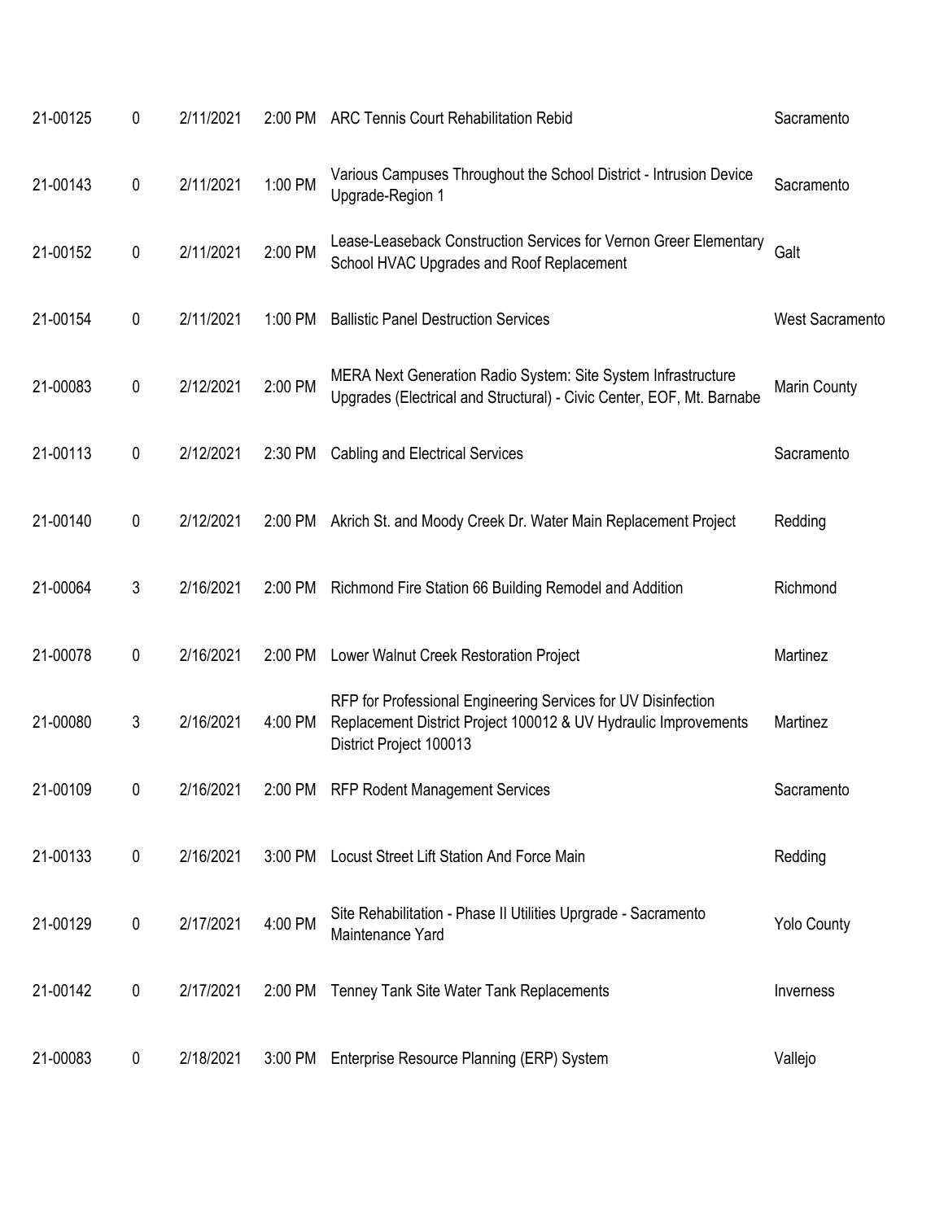| | | | | | |
|---|---|---|---|---|---|
| 21-00125 | 0 | 2/11/2021 | 2:00 PM | ARC Tennis Court Rehabilitation Rebid | Sacramento |
| 21-00143 | 0 | 2/11/2021 | 1:00 PM | Various Campuses Throughout the School District - Intrusion Device Upgrade-Region 1 | Sacramento |
| 21-00152 | 0 | 2/11/2021 | 2:00 PM | Lease-Leaseback Construction Services for Vernon Greer Elementary School HVAC Upgrades and Roof Replacement | Galt |
| 21-00154 | 0 | 2/11/2021 | 1:00 PM | Ballistic Panel Destruction Services | West Sacramento |
| 21-00083 | 0 | 2/12/2021 | 2:00 PM | MERA Next Generation Radio System: Site System Infrastructure Upgrades (Electrical and Structural) - Civic Center, EOF, Mt. Barnabe | Marin County |
| 21-00113 | 0 | 2/12/2021 | 2:30 PM | Cabling and Electrical Services | Sacramento |
| 21-00140 | 0 | 2/12/2021 | 2:00 PM | Akrich St. and Moody Creek Dr. Water Main Replacement Project | Redding |
| 21-00064 | 3 | 2/16/2021 | 2:00 PM | Richmond Fire Station 66 Building Remodel and Addition | Richmond |
| 21-00078 | 0 | 2/16/2021 | 2:00 PM | Lower Walnut Creek Restoration Project | Martinez |
| 21-00080 | 3 | 2/16/2021 | 4:00 PM | RFP for Professional Engineering Services for UV Disinfection Replacement District Project 100012 & UV Hydraulic Improvements District Project 100013 | Martinez |
| 21-00109 | 0 | 2/16/2021 | 2:00 PM | RFP Rodent Management Services | Sacramento |
| 21-00133 | 0 | 2/16/2021 | 3:00 PM | Locust Street Lift Station And Force Main | Redding |
| 21-00129 | 0 | 2/17/2021 | 4:00 PM | Site Rehabilitation - Phase II Utilities Uprgrade - Sacramento Maintenance Yard | Yolo County |
| 21-00142 | 0 | 2/17/2021 | 2:00 PM | Tenney Tank Site Water Tank Replacements | Inverness |
| 21-00083 | 0 | 2/18/2021 | 3:00 PM | Enterprise Resource Planning (ERP) System | Vallejo |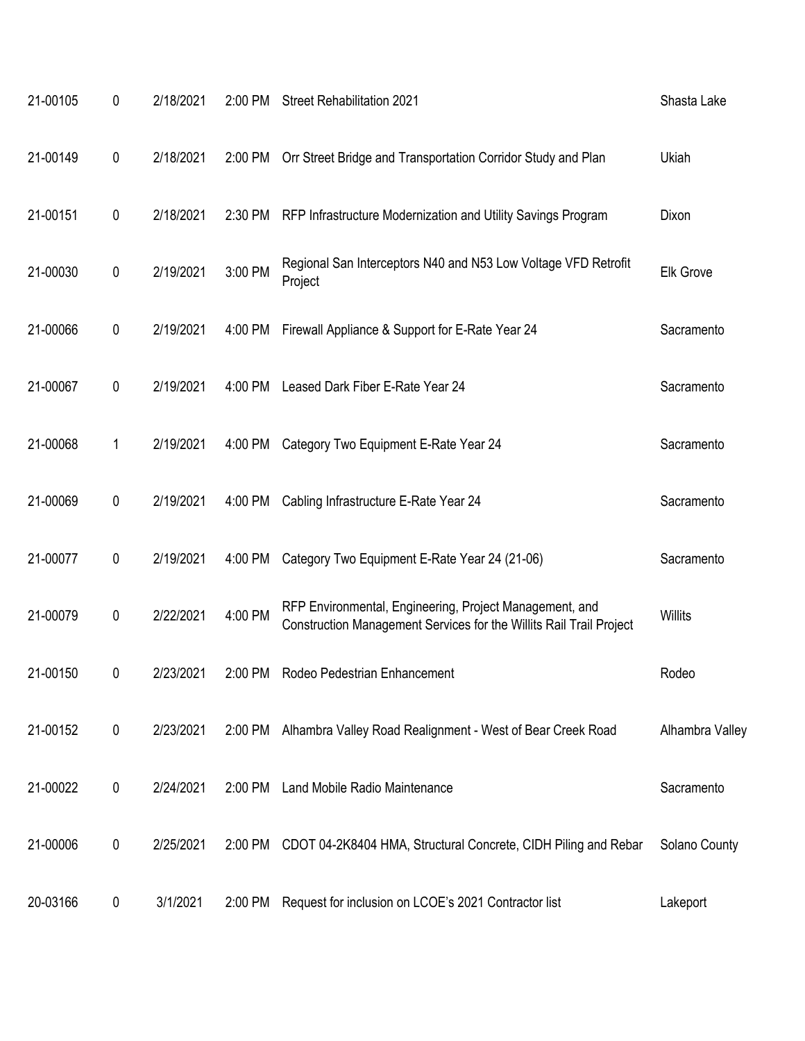| | | | | | |
|---|---|---|---|---|---|
| 21-00105 | 0 | 2/18/2021 | 2:00 PM | Street Rehabilitation 2021 | Shasta Lake |
| 21-00149 | 0 | 2/18/2021 | 2:00 PM | Orr Street Bridge and Transportation Corridor Study and Plan | Ukiah |
| 21-00151 | 0 | 2/18/2021 | 2:30 PM | RFP Infrastructure Modernization and Utility Savings Program | Dixon |
| 21-00030 | 0 | 2/19/2021 | 3:00 PM | Regional San Interceptors N40 and N53 Low Voltage VFD Retrofit Project | Elk Grove |
| 21-00066 | 0 | 2/19/2021 | 4:00 PM | Firewall Appliance & Support for E-Rate Year 24 | Sacramento |
| 21-00067 | 0 | 2/19/2021 | 4:00 PM | Leased Dark Fiber E-Rate Year 24 | Sacramento |
| 21-00068 | 1 | 2/19/2021 | 4:00 PM | Category Two Equipment E-Rate Year 24 | Sacramento |
| 21-00069 | 0 | 2/19/2021 | 4:00 PM | Cabling Infrastructure E-Rate Year 24 | Sacramento |
| 21-00077 | 0 | 2/19/2021 | 4:00 PM | Category Two Equipment E-Rate Year 24 (21-06) | Sacramento |
| 21-00079 | 0 | 2/22/2021 | 4:00 PM | RFP Environmental, Engineering, Project Management, and Construction Management Services for the Willits Rail Trail Project | Willits |
| 21-00150 | 0 | 2/23/2021 | 2:00 PM | Rodeo Pedestrian Enhancement | Rodeo |
| 21-00152 | 0 | 2/23/2021 | 2:00 PM | Alhambra Valley Road Realignment - West of Bear Creek Road | Alhambra Valley |
| 21-00022 | 0 | 2/24/2021 | 2:00 PM | Land Mobile Radio Maintenance | Sacramento |
| 21-00006 | 0 | 2/25/2021 | 2:00 PM | CDOT 04-2K8404 HMA, Structural Concrete, CIDH Piling and Rebar | Solano County |
| 20-03166 | 0 | 3/1/2021 | 2:00 PM | Request for inclusion on LCOE's 2021 Contractor list | Lakeport |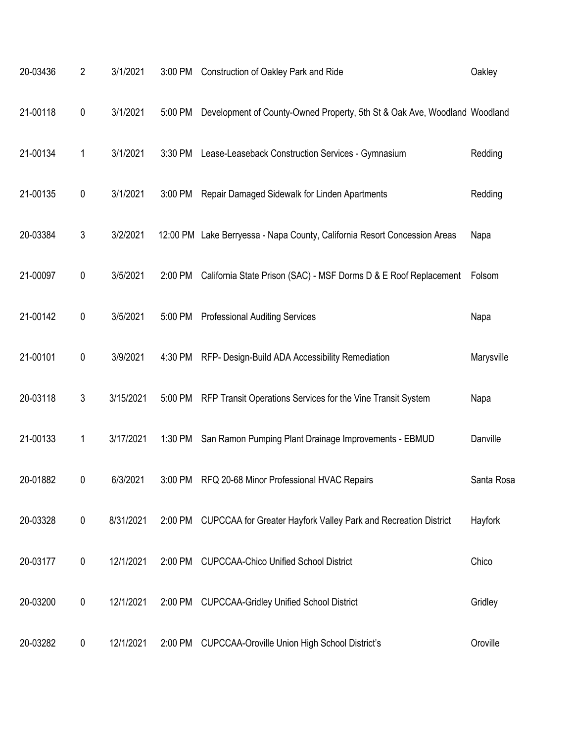| | | | | | |
|---|---|---|---|---|---|
| 20-03436 | 2 | 3/1/2021 | 3:00 PM | Construction of Oakley Park and Ride | Oakley |
| 21-00118 | 0 | 3/1/2021 | 5:00 PM | Development of County-Owned Property, 5th St & Oak Ave, Woodland | Woodland |
| 21-00134 | 1 | 3/1/2021 | 3:30 PM | Lease-Leaseback Construction Services - Gymnasium | Redding |
| 21-00135 | 0 | 3/1/2021 | 3:00 PM | Repair Damaged Sidewalk for Linden Apartments | Redding |
| 20-03384 | 3 | 3/2/2021 | 12:00 PM | Lake Berryessa - Napa County, California Resort Concession Areas | Napa |
| 21-00097 | 0 | 3/5/2021 | 2:00 PM | California State Prison (SAC) - MSF Dorms D & E Roof Replacement | Folsom |
| 21-00142 | 0 | 3/5/2021 | 5:00 PM | Professional Auditing Services | Napa |
| 21-00101 | 0 | 3/9/2021 | 4:30 PM | RFP- Design-Build ADA Accessibility Remediation | Marysville |
| 20-03118 | 3 | 3/15/2021 | 5:00 PM | RFP Transit Operations Services for the Vine Transit System | Napa |
| 21-00133 | 1 | 3/17/2021 | 1:30 PM | San Ramon Pumping Plant Drainage Improvements - EBMUD | Danville |
| 20-01882 | 0 | 6/3/2021 | 3:00 PM | RFQ 20-68 Minor Professional HVAC Repairs | Santa Rosa |
| 20-03328 | 0 | 8/31/2021 | 2:00 PM | CUPCCAA for Greater Hayfork Valley Park and Recreation District | Hayfork |
| 20-03177 | 0 | 12/1/2021 | 2:00 PM | CUPCCAA-Chico Unified School District | Chico |
| 20-03200 | 0 | 12/1/2021 | 2:00 PM | CUPCCAA-Gridley Unified School District | Gridley |
| 20-03282 | 0 | 12/1/2021 | 2:00 PM | CUPCCAA-Oroville Union High School District's | Oroville |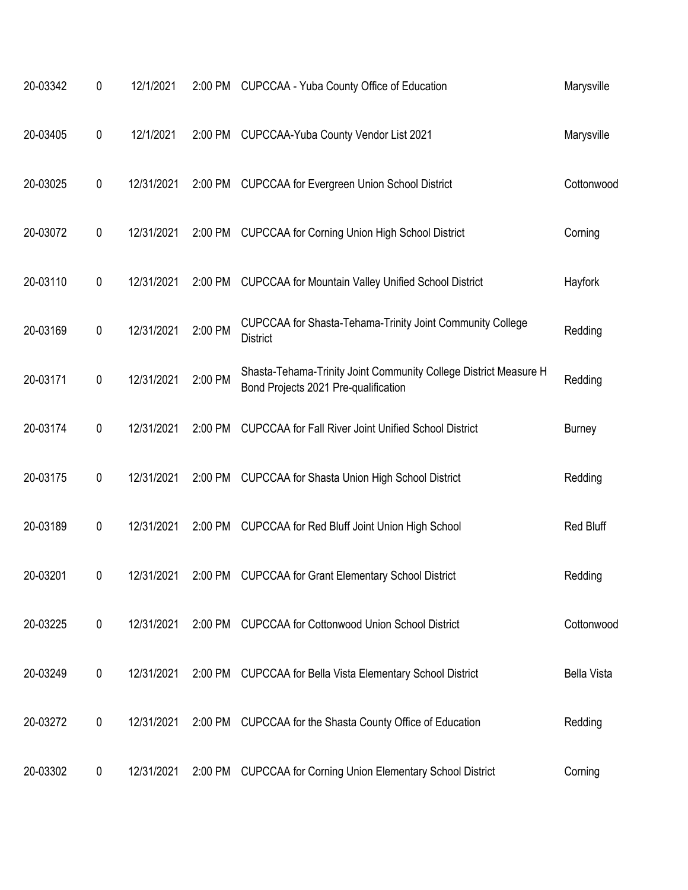| | | | | | |
|---|---|---|---|---|---|
| 20-03342 | 0 | 12/1/2021 | 2:00 PM | CUPCCAA - Yuba County Office of Education | Marysville |
| 20-03405 | 0 | 12/1/2021 | 2:00 PM | CUPCCAA-Yuba County Vendor List 2021 | Marysville |
| 20-03025 | 0 | 12/31/2021 | 2:00 PM | CUPCCAA for Evergreen Union School District | Cottonwood |
| 20-03072 | 0 | 12/31/2021 | 2:00 PM | CUPCCAA for Corning Union High School District | Corning |
| 20-03110 | 0 | 12/31/2021 | 2:00 PM | CUPCCAA for Mountain Valley Unified School District | Hayfork |
| 20-03169 | 0 | 12/31/2021 | 2:00 PM | CUPCCAA for Shasta-Tehama-Trinity Joint Community College District | Redding |
| 20-03171 | 0 | 12/31/2021 | 2:00 PM | Shasta-Tehama-Trinity Joint Community College District Measure H Bond Projects 2021 Pre-qualification | Redding |
| 20-03174 | 0 | 12/31/2021 | 2:00 PM | CUPCCAA for Fall River Joint Unified School District | Burney |
| 20-03175 | 0 | 12/31/2021 | 2:00 PM | CUPCCAA for Shasta Union High School District | Redding |
| 20-03189 | 0 | 12/31/2021 | 2:00 PM | CUPCCAA for Red Bluff Joint Union High School | Red Bluff |
| 20-03201 | 0 | 12/31/2021 | 2:00 PM | CUPCCAA for Grant Elementary School District | Redding |
| 20-03225 | 0 | 12/31/2021 | 2:00 PM | CUPCCAA for Cottonwood Union School District | Cottonwood |
| 20-03249 | 0 | 12/31/2021 | 2:00 PM | CUPCCAA for Bella Vista Elementary School District | Bella Vista |
| 20-03272 | 0 | 12/31/2021 | 2:00 PM | CUPCCAA for the Shasta County Office of Education | Redding |
| 20-03302 | 0 | 12/31/2021 | 2:00 PM | CUPCCAA for Corning Union Elementary School District | Corning |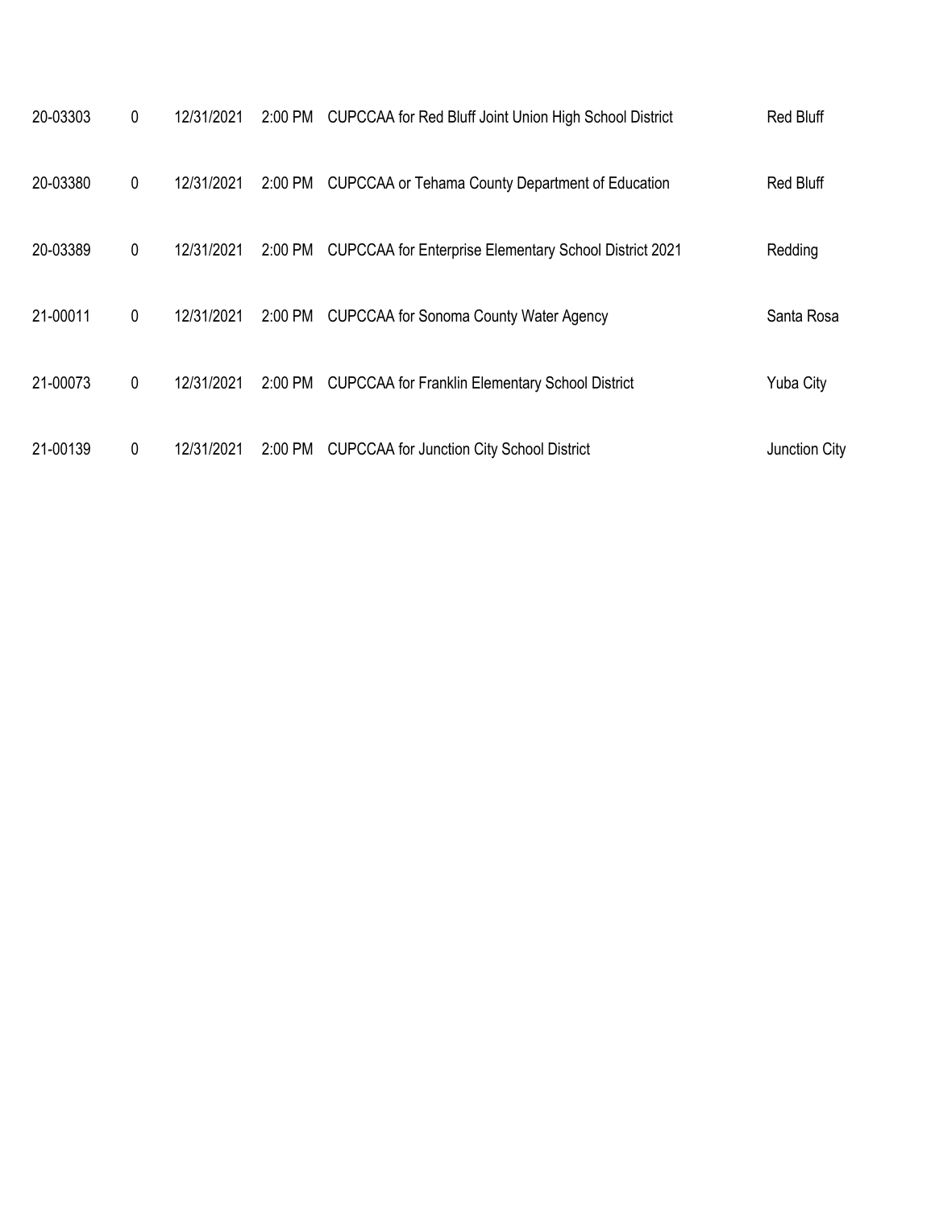| | | | | | |
|---|---|---|---|---|---|
| 20-03303 | 0 | 12/31/2021 | 2:00 PM | CUPCCAA for Red Bluff Joint Union High School District | Red Bluff |
| 20-03380 | 0 | 12/31/2021 | 2:00 PM | CUPCCAA or Tehama County Department of Education | Red Bluff |
| 20-03389 | 0 | 12/31/2021 | 2:00 PM | CUPCCAA for Enterprise Elementary School District 2021 | Redding |
| 21-00011 | 0 | 12/31/2021 | 2:00 PM | CUPCCAA for Sonoma County Water Agency | Santa Rosa |
| 21-00073 | 0 | 12/31/2021 | 2:00 PM | CUPCCAA for Franklin Elementary School District | Yuba City |
| 21-00139 | 0 | 12/31/2021 | 2:00 PM | CUPCCAA for Junction City School District | Junction City |